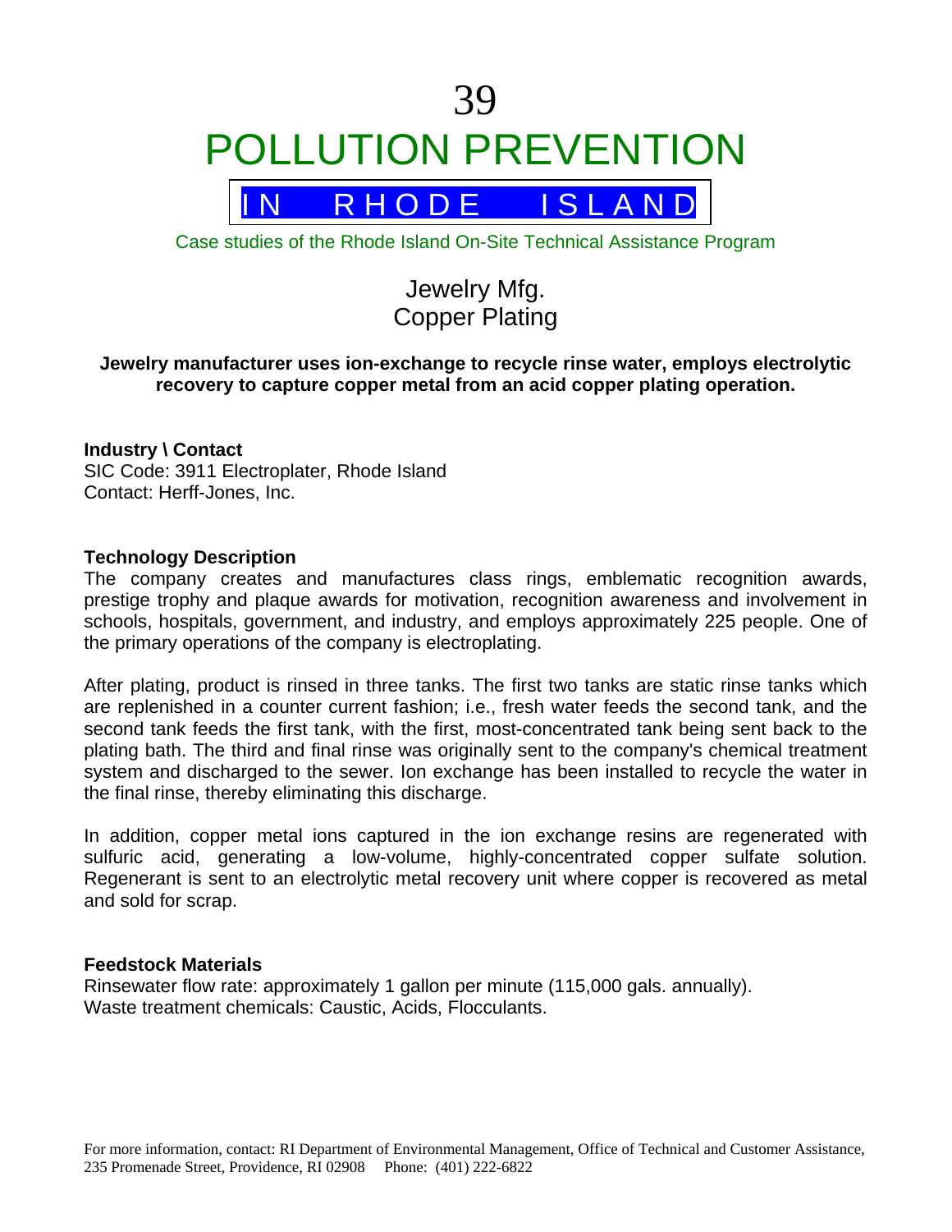# 39

# POLLUTION PREVENTION

## IN RHODE ISLAND

Case studies of the Rhode Island On-Site Technical Assistance Program

## Jewelry Mfg.
## Copper Plating

**Jewelry manufacturer uses ion-exchange to recycle rinse water, employs electrolytic recovery to capture copper metal from an acid copper plating operation.**

**Industry \ Contact**
SIC Code: 3911 Electroplater, Rhode Island
Contact: Herff-Jones, Inc.

**Technology Description**

The company creates and manufactures class rings, emblematic recognition awards, prestige trophy and plaque awards for motivation, recognition awareness and involvement in schools, hospitals, government, and industry, and employs approximately 225 people. One of the primary operations of the company is electroplating.

After plating, product is rinsed in three tanks. The first two tanks are static rinse tanks which are replenished in a counter current fashion; i.e., fresh water feeds the second tank, and the second tank feeds the first tank, with the first, most-concentrated tank being sent back to the plating bath. The third and final rinse was originally sent to the company's chemical treatment system and discharged to the sewer. Ion exchange has been installed to recycle the water in the final rinse, thereby eliminating this discharge.

In addition, copper metal ions captured in the ion exchange resins are regenerated with sulfuric acid, generating a low-volume, highly-concentrated copper sulfate solution. Regenerant is sent to an electrolytic metal recovery unit where copper is recovered as metal and sold for scrap.

**Feedstock Materials**
Rinsewater flow rate: approximately 1 gallon per minute (115,000 gals. annually).
Waste treatment chemicals: Caustic, Acids, Flocculants.

For more information, contact: RI Department of Environmental Management, Office of Technical and Customer Assistance, 235 Promenade Street, Providence, RI 02908 Phone: (401) 222-6822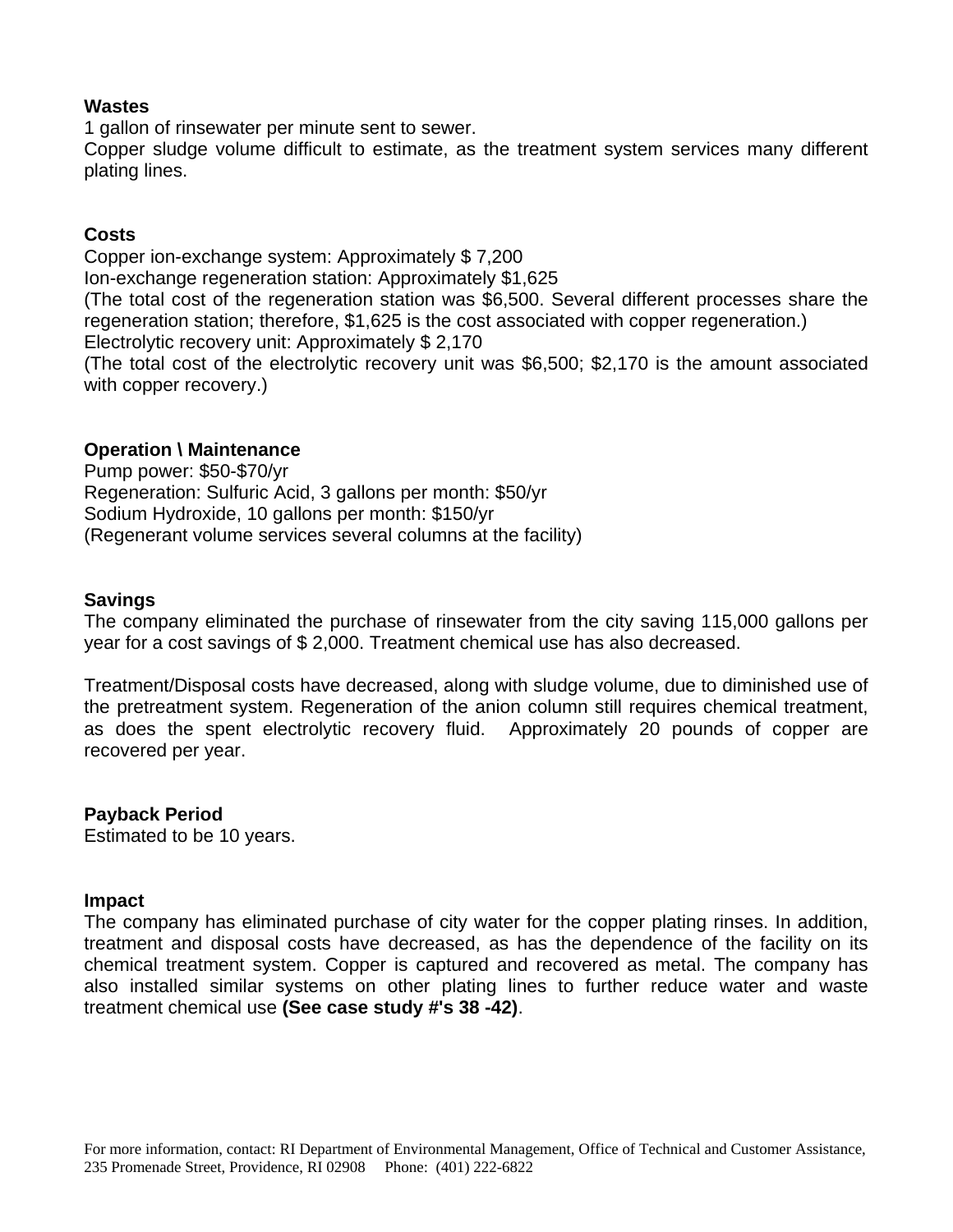**Wastes**

1 gallon of rinsewater per minute sent to sewer.
Copper sludge volume difficult to estimate, as the treatment system services many different plating lines.

**Costs**

Copper ion-exchange system: Approximately $ 7,200
Ion-exchange regeneration station: Approximately $1,625
(The total cost of the regeneration station was $6,500. Several different processes share the regeneration station; therefore, $1,625 is the cost associated with copper regeneration.)
Electrolytic recovery unit: Approximately $ 2,170
(The total cost of the electrolytic recovery unit was $6,500; $2,170 is the amount associated with copper recovery.)

**Operation \ Maintenance**

Pump power: $50-$70/yr
Regeneration: Sulfuric Acid, 3 gallons per month: $50/yr
Sodium Hydroxide, 10 gallons per month: $150/yr
(Regenerant volume services several columns at the facility)

**Savings**

The company eliminated the purchase of rinsewater from the city saving 115,000 gallons per year for a cost savings of $ 2,000. Treatment chemical use has also decreased.

Treatment/Disposal costs have decreased, along with sludge volume, due to diminished use of the pretreatment system. Regeneration of the anion column still requires chemical treatment, as does the spent electrolytic recovery fluid. Approximately 20 pounds of copper are recovered per year.

**Payback Period**

Estimated to be 10 years.

**Impact**

The company has eliminated purchase of city water for the copper plating rinses. In addition, treatment and disposal costs have decreased, as has the dependence of the facility on its chemical treatment system. Copper is captured and recovered as metal. The company has also installed similar systems on other plating lines to further reduce water and waste treatment chemical use **(See case study #'s 38 -42)**.

For more information, contact: RI Department of Environmental Management, Office of Technical and Customer Assistance, 235 Promenade Street, Providence, RI 02908 Phone: (401) 222-6822